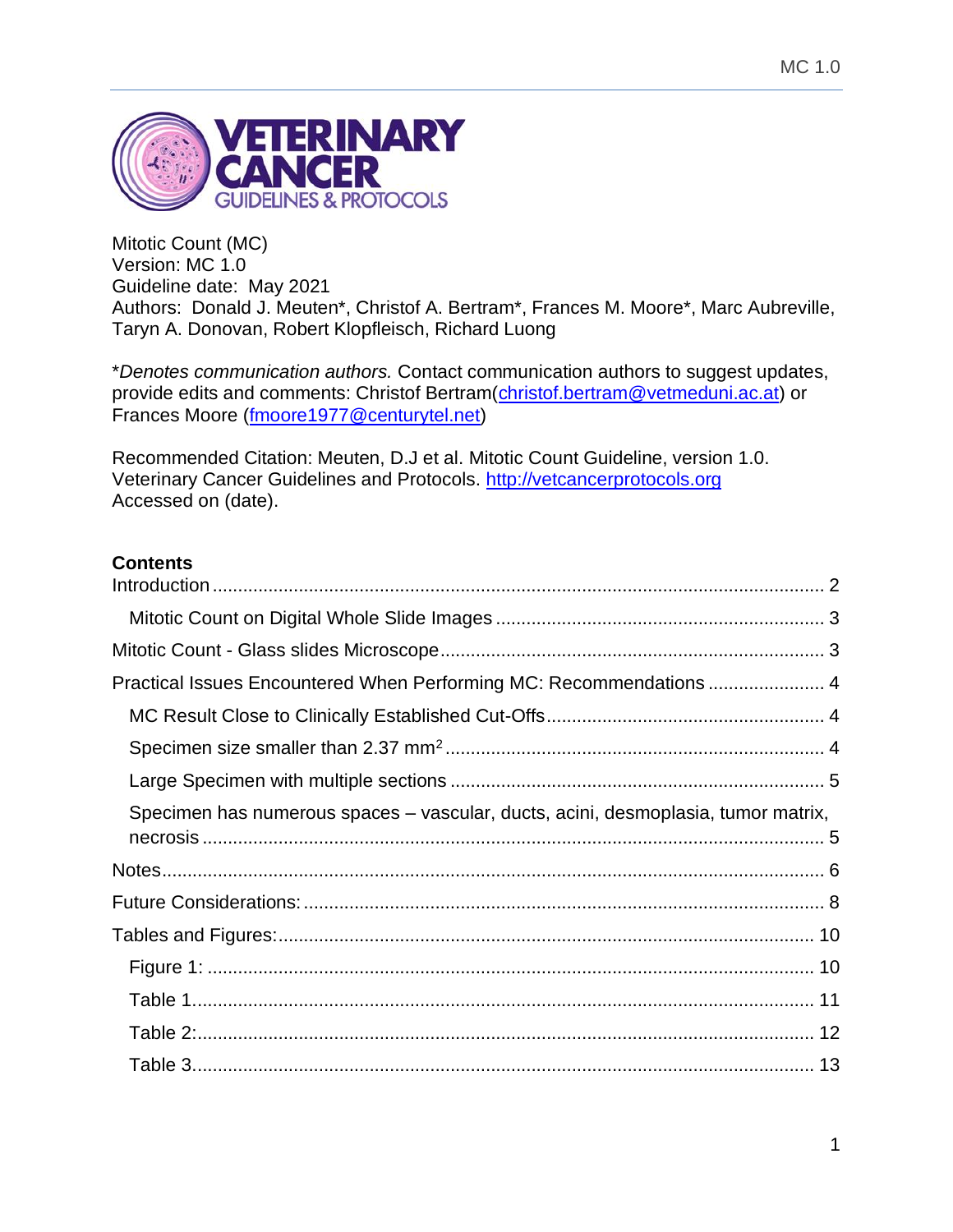Mitotic Count (MC)
Version: MC 1.0
Guideline date: May 2021
Authors: Donald J. Meuten*, Christof A. Bertram*, Frances M. Moore*, Marc Aubreville, Taryn A. Donovan, Robert Klopfleisch, Richard Luong

**Denotes communication authors.* Contact communication authors to suggest updates, provide edits and comments: Christof Bertram(christof.bertram@vetmeduni.ac.at) or Frances Moore (fmoore1977@centurytel.net)

Recommended Citation: Meuten, D.J et al. Mitotic Count Guideline, version 1.0. Veterinary Cancer Guidelines and Protocols. http://vetcancerprotocols.org Accessed on (date).

## Contents

- Introduction ..... 2
  - Mitotic Count on Digital Whole Slide Images ..... 3
- Mitotic Count - Glass slides Microscope ..... 3
- Practical Issues Encountered When Performing MC: Recommendations ..... 4
  - MC Result Close to Clinically Established Cut-Offs ..... 4
  - Specimen size smaller than 2.37 $mm^2$ ..... 4
  - Large Specimen with multiple sections ..... 5
  - Specimen has numerous spaces – vascular, ducts, acini, desmoplasia, tumor matrix, necrosis ..... 5
- Notes ..... 6
- Future Considerations: ..... 8
- Tables and Figures: ..... 10
  - Figure 1: ..... 10
  - Table 1 ..... 11
  - Table 2: ..... 12
  - Table 3 ..... 13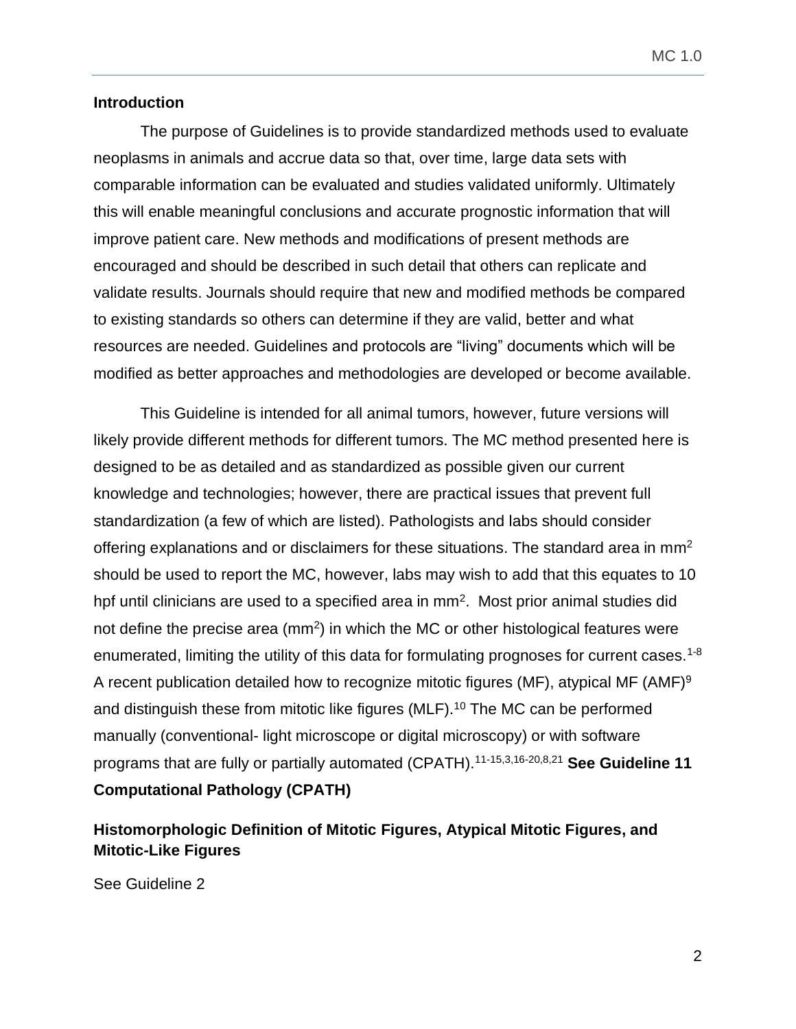## Introduction

The purpose of Guidelines is to provide standardized methods used to evaluate neoplasms in animals and accrue data so that, over time, large data sets with comparable information can be evaluated and studies validated uniformly. Ultimately this will enable meaningful conclusions and accurate prognostic information that will improve patient care. New methods and modifications of present methods are encouraged and should be described in such detail that others can replicate and validate results. Journals should require that new and modified methods be compared to existing standards so others can determine if they are valid, better and what resources are needed. Guidelines and protocols are "living" documents which will be modified as better approaches and methodologies are developed or become available.

This Guideline is intended for all animal tumors, however, future versions will likely provide different methods for different tumors. The MC method presented here is designed to be as detailed and as standardized as possible given our current knowledge and technologies; however, there are practical issues that prevent full standardization (a few of which are listed). Pathologists and labs should consider offering explanations and or disclaimers for these situations. The standard area in $mm^2$ should be used to report the MC, however, labs may wish to add that this equates to 10 hpf until clinicians are used to a specified area in $mm^2$. Most prior animal studies did not define the precise area ($mm^2$) in which the MC or other histological features were enumerated, limiting the utility of this data for formulating prognoses for current cases.[1-8] A recent publication detailed how to recognize mitotic figures (MF), atypical MF (AMF)[9] and distinguish these from mitotic like figures (MLF).[10] The MC can be performed manually (conventional- light microscope or digital microscopy) or with software programs that are fully or partially automated (CPATH).[11-15,3,16-20,8,21] **See Guideline 11 Computational Pathology (CPATH)**

## Histomorphologic Definition of Mitotic Figures, Atypical Mitotic Figures, and Mitotic-Like Figures

See Guideline 2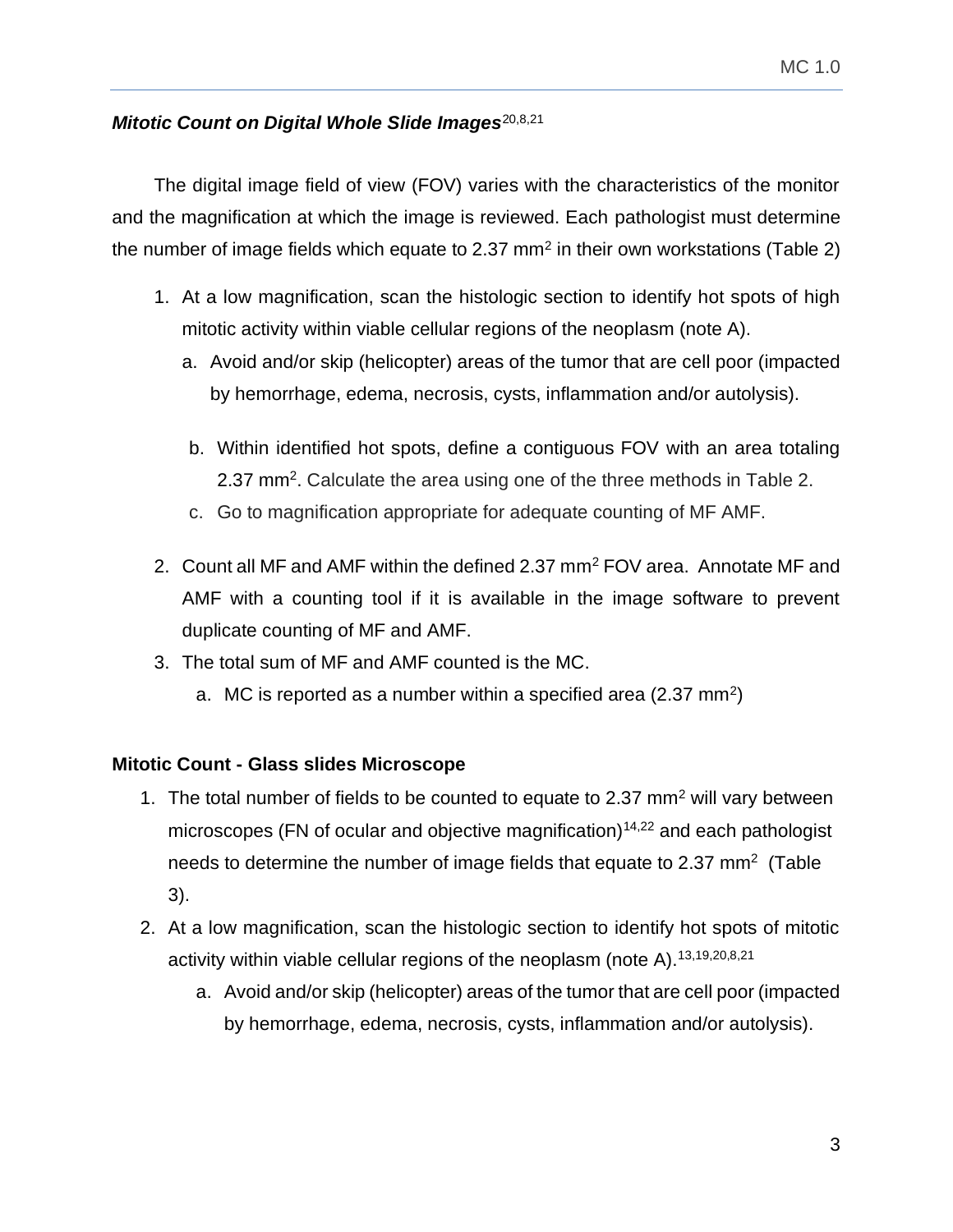### ***Mitotic Count on Digital Whole Slide Images***[20,8,21]

The digital image field of view (FOV) varies with the characteristics of the monitor and the magnification at which the image is reviewed. Each pathologist must determine the number of image fields which equate to 2.37 $mm^2$ in their own workstations (Table 2)

1. At a low magnification, scan the histologic section to identify hot spots of high mitotic activity within viable cellular regions of the neoplasm (note A).
   a. Avoid and/or skip (helicopter) areas of the tumor that are cell poor (impacted by hemorrhage, edema, necrosis, cysts, inflammation and/or autolysis).
   b. Within identified hot spots, define a contiguous FOV with an area totaling 2.37 $mm^2$. Calculate the area using one of the three methods in Table 2.
   c. Go to magnification appropriate for adequate counting of MF AMF.
2. Count all MF and AMF within the defined 2.37 $mm^2$ FOV area. Annotate MF and AMF with a counting tool if it is available in the image software to prevent duplicate counting of MF and AMF.
3. The total sum of MF and AMF counted is the MC.
   a. MC is reported as a number within a specified area (2.37 $mm^2$)

### **Mitotic Count - Glass slides Microscope**

1. The total number of fields to be counted to equate to 2.37 $mm^2$ will vary between microscopes (FN of ocular and objective magnification)[14,22] and each pathologist needs to determine the number of image fields that equate to 2.37 $mm^2$ (Table 3).
2. At a low magnification, scan the histologic section to identify hot spots of mitotic activity within viable cellular regions of the neoplasm (note A).[13,19,20,8,21]
   a. Avoid and/or skip (helicopter) areas of the tumor that are cell poor (impacted by hemorrhage, edema, necrosis, cysts, inflammation and/or autolysis).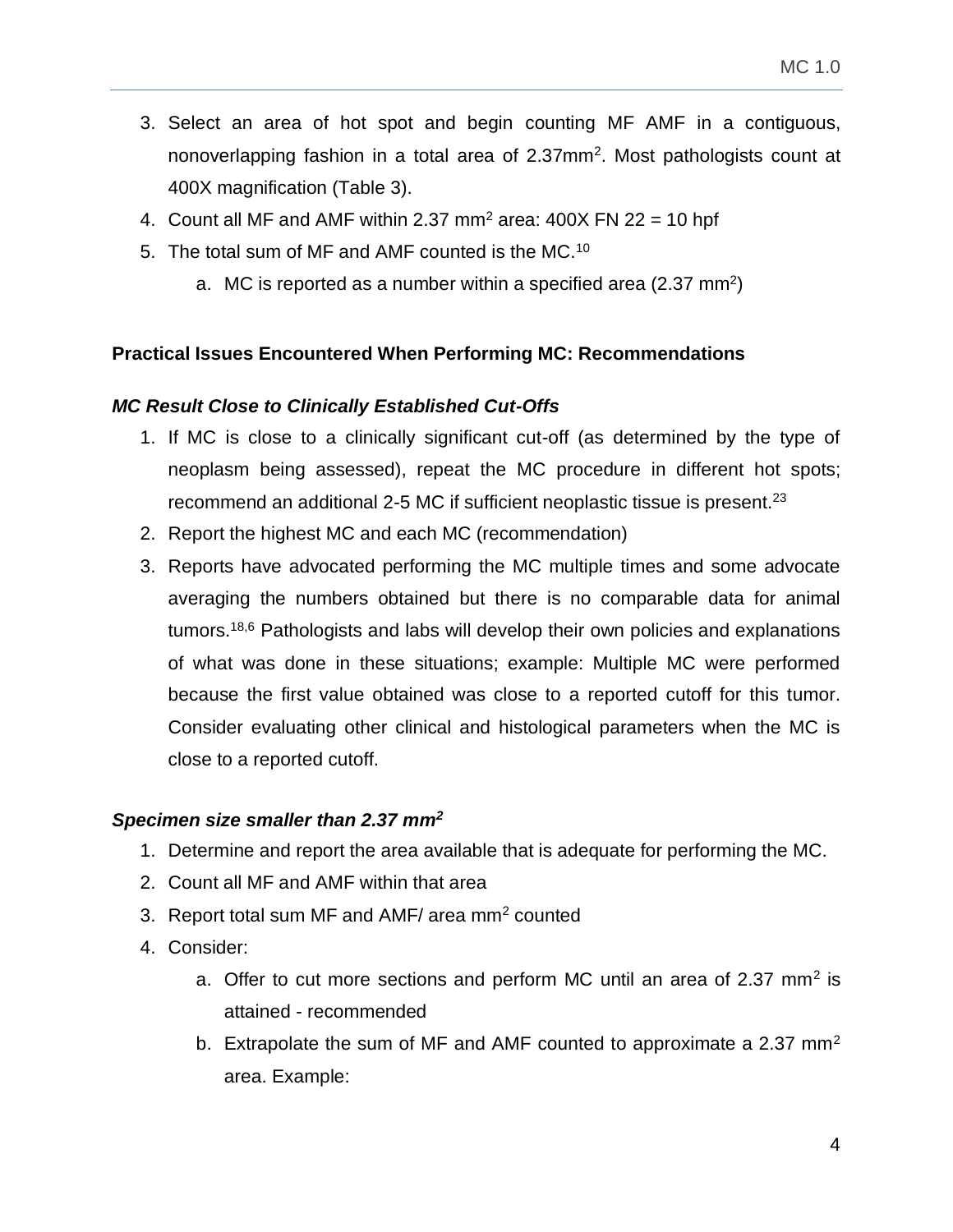3. Select an area of hot spot and begin counting MF AMF in a contiguous, nonoverlapping fashion in a total area of 2.37mm$^2$. Most pathologists count at 400X magnification (Table 3).
4. Count all MF and AMF within 2.37 mm$^2$ area: 400X FN 22 = 10 hpf
5. The total sum of MF and AMF counted is the MC.[10]
   a. MC is reported as a number within a specified area (2.37 mm$^2$)

**Practical Issues Encountered When Performing MC: Recommendations**

***MC Result Close to Clinically Established Cut-Offs***

1. If MC is close to a clinically significant cut-off (as determined by the type of neoplasm being assessed), repeat the MC procedure in different hot spots; recommend an additional 2-5 MC if sufficient neoplastic tissue is present.[23]
2. Report the highest MC and each MC (recommendation)
3. Reports have advocated performing the MC multiple times and some advocate averaging the numbers obtained but there is no comparable data for animal tumors.[18,6] Pathologists and labs will develop their own policies and explanations of what was done in these situations; example: Multiple MC were performed because the first value obtained was close to a reported cutoff for this tumor. Consider evaluating other clinical and histological parameters when the MC is close to a reported cutoff.

***Specimen size smaller than 2.37 mm$^2$***

1. Determine and report the area available that is adequate for performing the MC.
2. Count all MF and AMF within that area
3. Report total sum MF and AMF/ area mm$^2$ counted
4. Consider:
   a. Offer to cut more sections and perform MC until an area of 2.37 mm$^2$ is attained - recommended
   b. Extrapolate the sum of MF and AMF counted to approximate a 2.37 mm$^2$ area. Example: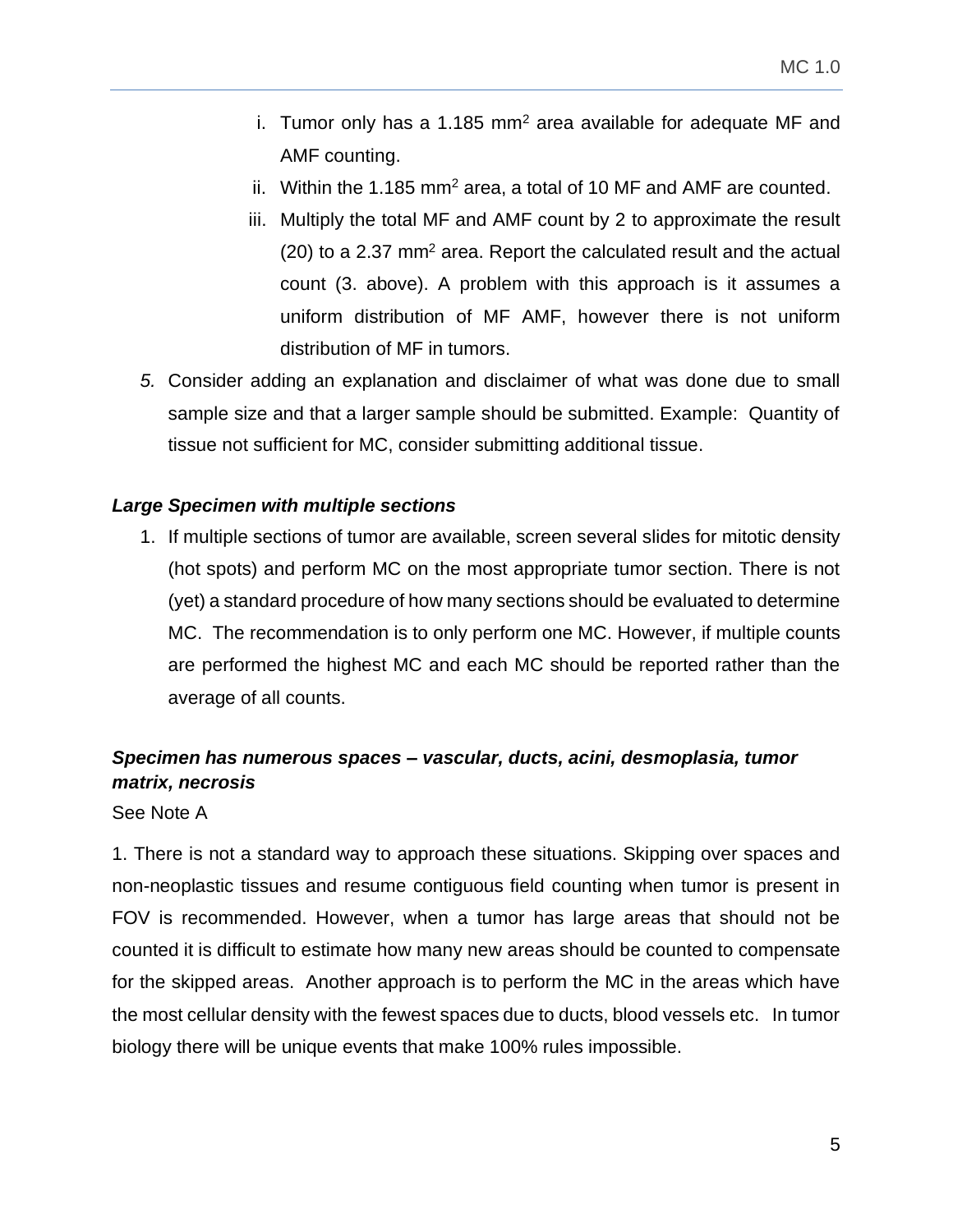i. Tumor only has a 1.185 $mm^2$ area available for adequate MF and AMF counting.
ii. Within the 1.185 $mm^2$ area, a total of 10 MF and AMF are counted.
iii. Multiply the total MF and AMF count by 2 to approximate the result (20) to a 2.37 $mm^2$ area. Report the calculated result and the actual count (3. above). A problem with this approach is it assumes a uniform distribution of MF AMF, however there is not uniform distribution of MF in tumors.

5. Consider adding an explanation and disclaimer of what was done due to small sample size and that a larger sample should be submitted. Example: Quantity of tissue not sufficient for MC, consider submitting additional tissue.

***Large Specimen with multiple sections***

1. If multiple sections of tumor are available, screen several slides for mitotic density (hot spots) and perform MC on the most appropriate tumor section. There is not (yet) a standard procedure of how many sections should be evaluated to determine MC. The recommendation is to only perform one MC. However, if multiple counts are performed the highest MC and each MC should be reported rather than the average of all counts.

***Specimen has numerous spaces – vascular, ducts, acini, desmoplasia, tumor matrix, necrosis***

See Note A

1. There is not a standard way to approach these situations. Skipping over spaces and non-neoplastic tissues and resume contiguous field counting when tumor is present in FOV is recommended. However, when a tumor has large areas that should not be counted it is difficult to estimate how many new areas should be counted to compensate for the skipped areas. Another approach is to perform the MC in the areas which have the most cellular density with the fewest spaces due to ducts, blood vessels etc. In tumor biology there will be unique events that make 100% rules impossible.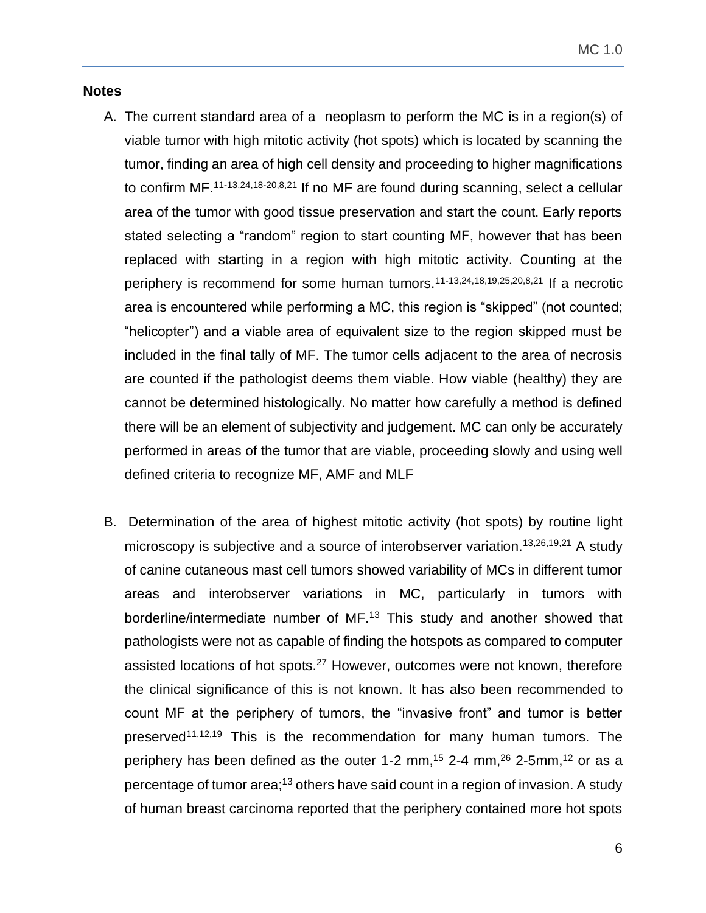**Notes**

A. The current standard area of a neoplasm to perform the MC is in a region(s) of viable tumor with high mitotic activity (hot spots) which is located by scanning the tumor, finding an area of high cell density and proceeding to higher magnifications to confirm MF.[11-13,24,18-20,8,21] If no MF are found during scanning, select a cellular area of the tumor with good tissue preservation and start the count. Early reports stated selecting a "random" region to start counting MF, however that has been replaced with starting in a region with high mitotic activity. Counting at the periphery is recommend for some human tumors.[11-13,24,18,19,25,20,8,21] If a necrotic area is encountered while performing a MC, this region is "skipped" (not counted; "helicopter") and a viable area of equivalent size to the region skipped must be included in the final tally of MF. The tumor cells adjacent to the area of necrosis are counted if the pathologist deems them viable. How viable (healthy) they are cannot be determined histologically. No matter how carefully a method is defined there will be an element of subjectivity and judgement. MC can only be accurately performed in areas of the tumor that are viable, proceeding slowly and using well defined criteria to recognize MF, AMF and MLF

B. Determination of the area of highest mitotic activity (hot spots) by routine light microscopy is subjective and a source of interobserver variation.[13,26,19,21] A study of canine cutaneous mast cell tumors showed variability of MCs in different tumor areas and interobserver variations in MC, particularly in tumors with borderline/intermediate number of MF.[13] This study and another showed that pathologists were not as capable of finding the hotspots as compared to computer assisted locations of hot spots.[27] However, outcomes were not known, therefore the clinical significance of this is not known. It has also been recommended to count MF at the periphery of tumors, the "invasive front" and tumor is better preserved[11,12,19] This is the recommendation for many human tumors. The periphery has been defined as the outer 1-2 mm,[15] 2-4 mm,[26] 2-5mm,[12] or as a percentage of tumor area;[13] others have said count in a region of invasion. A study of human breast carcinoma reported that the periphery contained more hot spots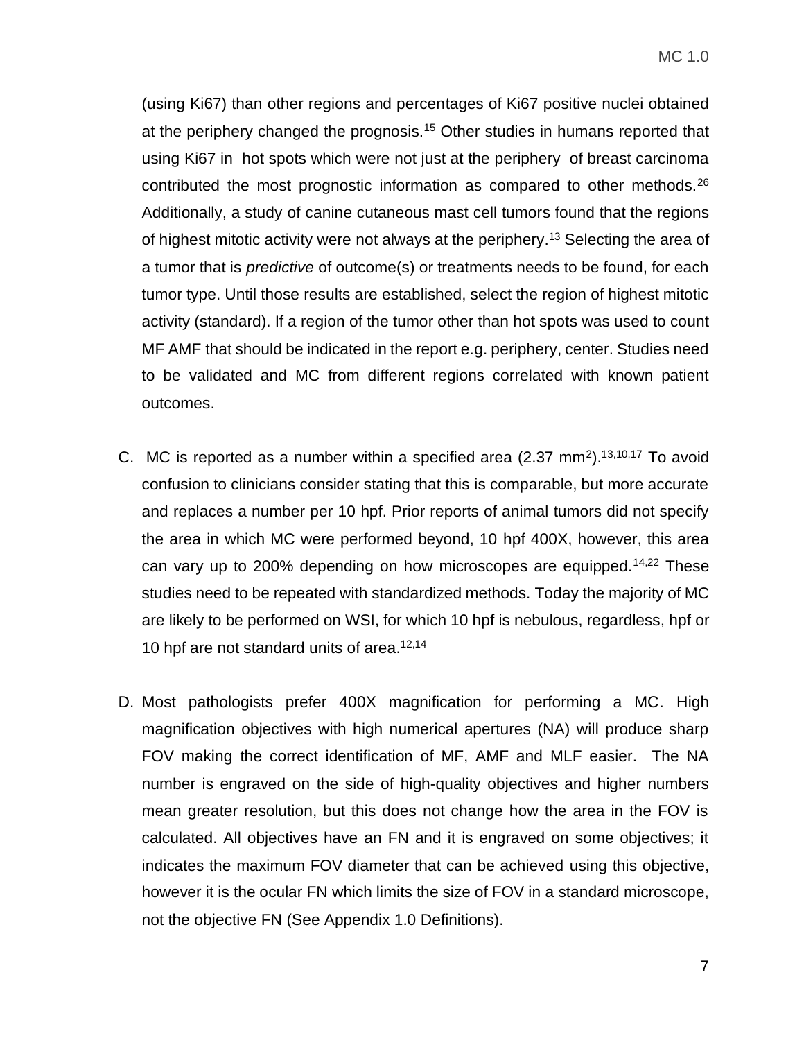(using Ki67) than other regions and percentages of Ki67 positive nuclei obtained at the periphery changed the prognosis.[15] Other studies in humans reported that using Ki67 in hot spots which were not just at the periphery of breast carcinoma contributed the most prognostic information as compared to other methods.[26] Additionally, a study of canine cutaneous mast cell tumors found that the regions of highest mitotic activity were not always at the periphery.[13] Selecting the area of a tumor that is *predictive* of outcome(s) or treatments needs to be found, for each tumor type. Until those results are established, select the region of highest mitotic activity (standard). If a region of the tumor other than hot spots was used to count MF AMF that should be indicated in the report e.g. periphery, center. Studies need to be validated and MC from different regions correlated with known patient outcomes.

C. MC is reported as a number within a specified area (2.37 $mm^2$).[13,10,17] To avoid confusion to clinicians consider stating that this is comparable, but more accurate and replaces a number per 10 hpf. Prior reports of animal tumors did not specify the area in which MC were performed beyond, 10 hpf 400X, however, this area can vary up to 200% depending on how microscopes are equipped.[14,22] These studies need to be repeated with standardized methods. Today the majority of MC are likely to be performed on WSI, for which 10 hpf is nebulous, regardless, hpf or 10 hpf are not standard units of area.[12,14]

D. Most pathologists prefer 400X magnification for performing a MC. High magnification objectives with high numerical apertures (NA) will produce sharp FOV making the correct identification of MF, AMF and MLF easier. The NA number is engraved on the side of high-quality objectives and higher numbers mean greater resolution, but this does not change how the area in the FOV is calculated. All objectives have an FN and it is engraved on some objectives; it indicates the maximum FOV diameter that can be achieved using this objective, however it is the ocular FN which limits the size of FOV in a standard microscope, not the objective FN (See Appendix 1.0 Definitions).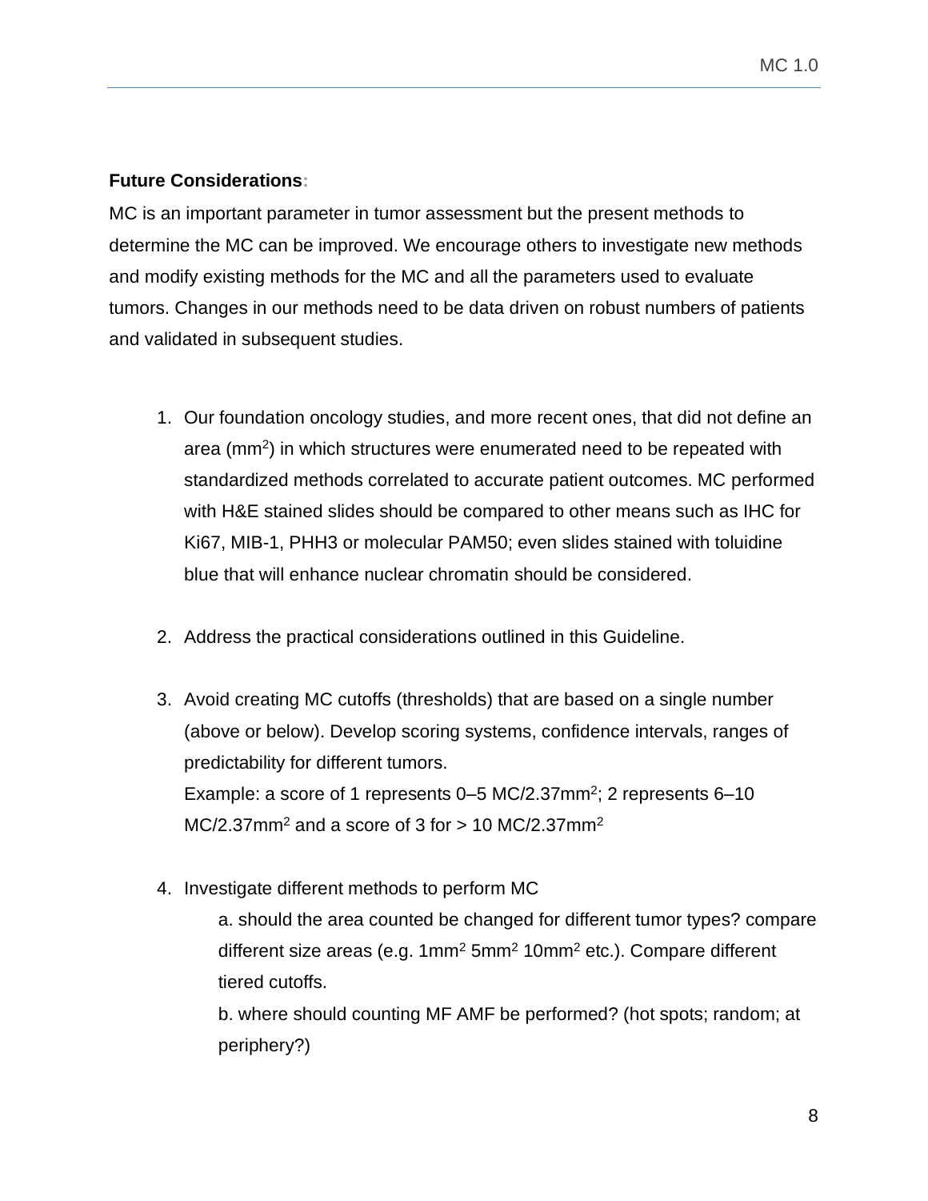**Future Considerations:**

MC is an important parameter in tumor assessment but the present methods to determine the MC can be improved. We encourage others to investigate new methods and modify existing methods for the MC and all the parameters used to evaluate tumors. Changes in our methods need to be data driven on robust numbers of patients and validated in subsequent studies.

1. Our foundation oncology studies, and more recent ones, that did not define an area ($mm^2$) in which structures were enumerated need to be repeated with standardized methods correlated to accurate patient outcomes. MC performed with H&E stained slides should be compared to other means such as IHC for Ki67, MIB-1, PHH3 or molecular PAM50; even slides stained with toluidine blue that will enhance nuclear chromatin should be considered.

2. Address the practical considerations outlined in this Guideline.

3. Avoid creating MC cutoffs (thresholds) that are based on a single number (above or below). Develop scoring systems, confidence intervals, ranges of predictability for different tumors.
   Example: a score of 1 represents 0–5 MC/2.37$mm^2$; 2 represents 6–10 MC/2.37$mm^2$ and a score of 3 for > 10 MC/2.37$mm^2$

4. Investigate different methods to perform MC
   a. should the area counted be changed for different tumor types? compare different size areas (e.g. 1$mm^2$ 5$mm^2$ 10$mm^2$ etc.). Compare different tiered cutoffs.
   b. where should counting MF AMF be performed? (hot spots; random; at periphery?)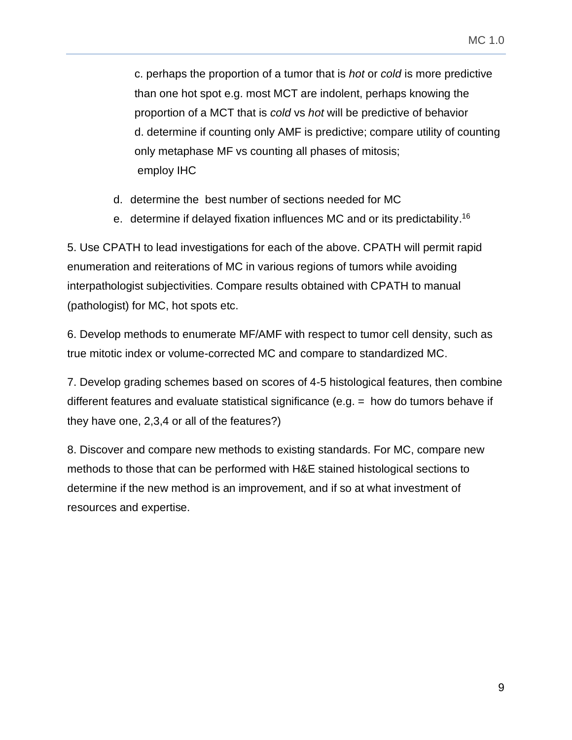c. perhaps the proportion of a tumor that is *hot* or *cold* is more predictive than one hot spot e.g. most MCT are indolent, perhaps knowing the proportion of a MCT that is *cold* vs *hot* will be predictive of behavior

d. determine if counting only AMF is predictive; compare utility of counting only metaphase MF vs counting all phases of mitosis;
 employ IHC

d. determine the best number of sections needed for MC

e. determine if delayed fixation influences MC and or its predictability.[16]

5. Use CPATH to lead investigations for each of the above. CPATH will permit rapid enumeration and reiterations of MC in various regions of tumors while avoiding interpathologist subjectivities. Compare results obtained with CPATH to manual (pathologist) for MC, hot spots etc.

6. Develop methods to enumerate MF/AMF with respect to tumor cell density, such as true mitotic index or volume-corrected MC and compare to standardized MC.

7. Develop grading schemes based on scores of 4-5 histological features, then combine different features and evaluate statistical significance (e.g. = how do tumors behave if they have one, 2,3,4 or all of the features?)

8. Discover and compare new methods to existing standards. For MC, compare new methods to those that can be performed with H&E stained histological sections to determine if the new method is an improvement, and if so at what investment of resources and expertise.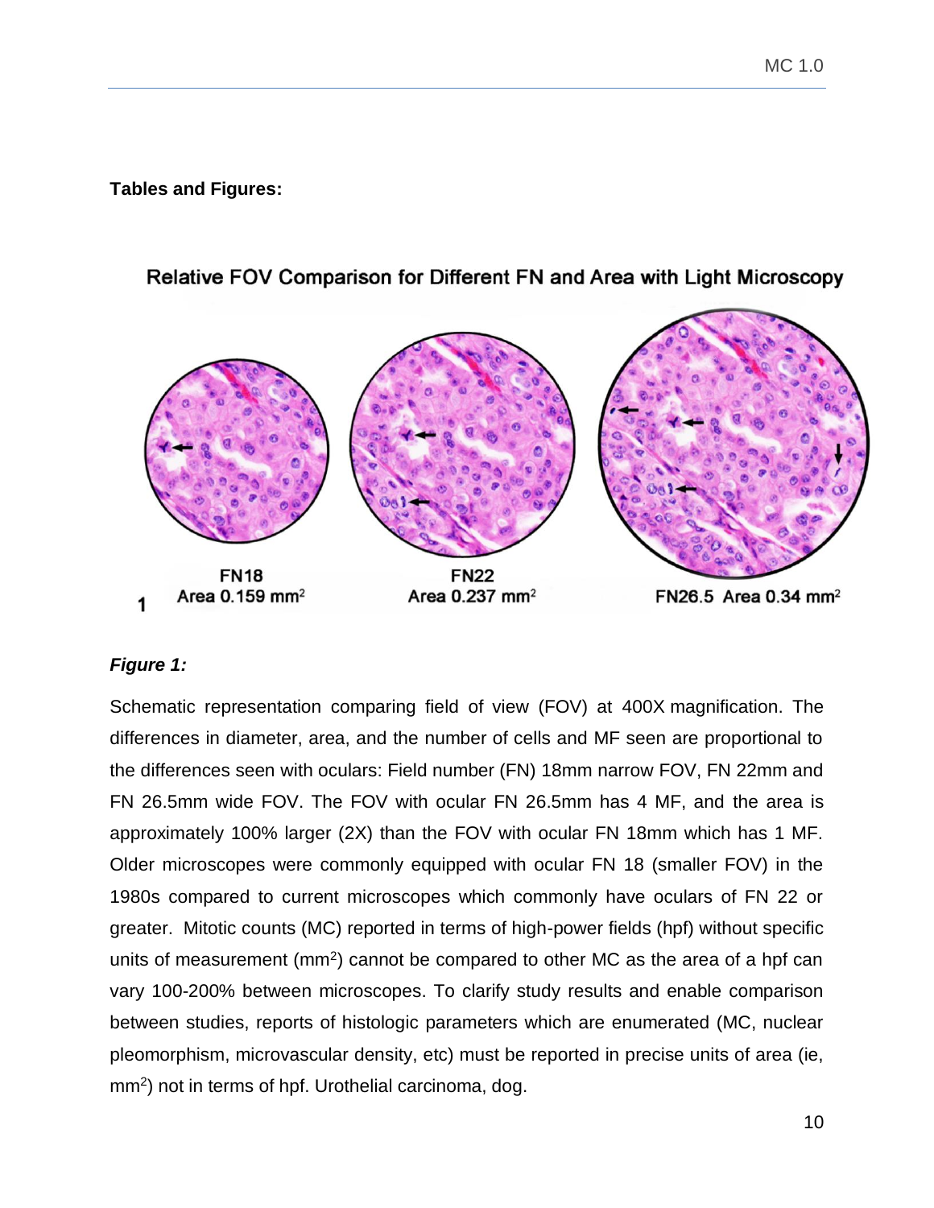**Tables and Figures:**

Relative FOV Comparison for Different FN and Area with Light Microscopy

FN18 Area 0.159 mm$^2$

FN22 Area 0.237 mm$^2$

FN26.5 Area 0.34 mm$^2$

1

***Figure 1:***

Schematic representation comparing field of view (FOV) at 400X magnification. The differences in diameter, area, and the number of cells and MF seen are proportional to the differences seen with oculars: Field number (FN) 18mm narrow FOV, FN 22mm and FN 26.5mm wide FOV. The FOV with ocular FN 26.5mm has 4 MF, and the area is approximately 100% larger (2X) than the FOV with ocular FN 18mm which has 1 MF. Older microscopes were commonly equipped with ocular FN 18 (smaller FOV) in the 1980s compared to current microscopes which commonly have oculars of FN 22 or greater. Mitotic counts (MC) reported in terms of high-power fields (hpf) without specific units of measurement (mm$^2$) cannot be compared to other MC as the area of a hpf can vary 100-200% between microscopes. To clarify study results and enable comparison between studies, reports of histologic parameters which are enumerated (MC, nuclear pleomorphism, microvascular density, etc) must be reported in precise units of area (ie, mm$^2$) not in terms of hpf. Urothelial carcinoma, dog.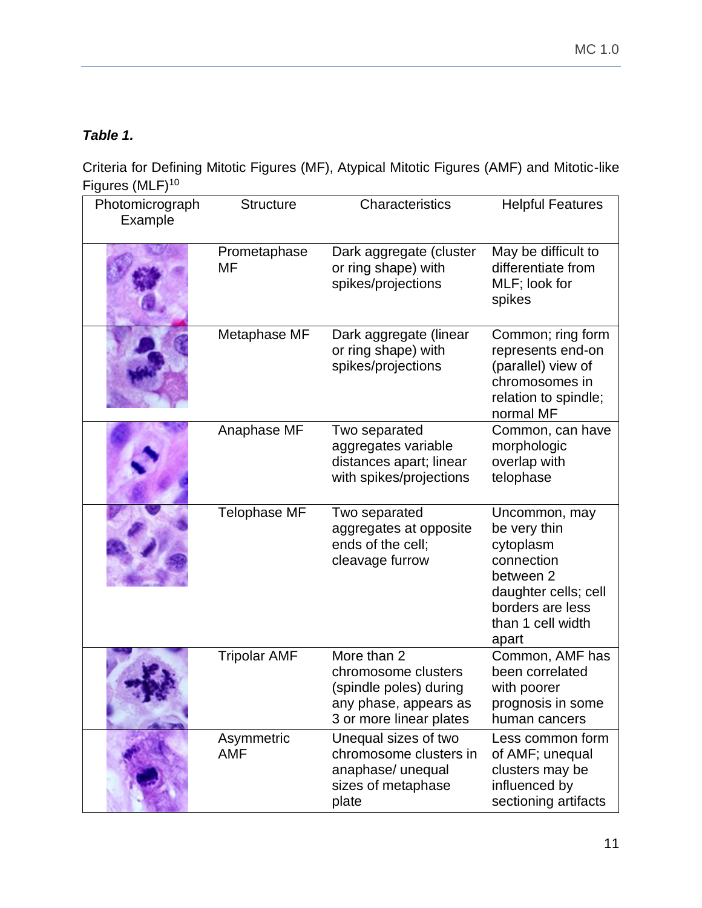***Table 1.***

Criteria for Defining Mitotic Figures (MF), Atypical Mitotic Figures (AMF) and Mitotic-like Figures (MLF)[10]

| Photomicrograph Example | Structure | Characteristics | Helpful Features |
|---|---|---|---|
| | Prometaphase MF | Dark aggregate (cluster or ring shape) with spikes/projections | May be difficult to differentiate from MLF; look for spikes |
| | Metaphase MF | Dark aggregate (linear or ring shape) with spikes/projections | Common; ring form represents end-on (parallel) view of chromosomes in relation to spindle; normal MF |
| | Anaphase MF | Two separated aggregates variable distances apart; linear with spikes/projections | Common, can have morphologic overlap with telophase |
| | Telophase MF | Two separated aggregates at opposite ends of the cell; cleavage furrow | Uncommon, may be very thin cytoplasm connection between 2 daughter cells; cell borders are less than 1 cell width apart |
| | Tripolar AMF | More than 2 chromosome clusters (spindle poles) during any phase, appears as 3 or more linear plates | Common, AMF has been correlated with poorer prognosis in some human cancers |
| | Asymmetric AMF | Unequal sizes of two chromosome clusters in anaphase/ unequal sizes of metaphase plate | Less common form of AMF; unequal clusters may be influenced by sectioning artifacts |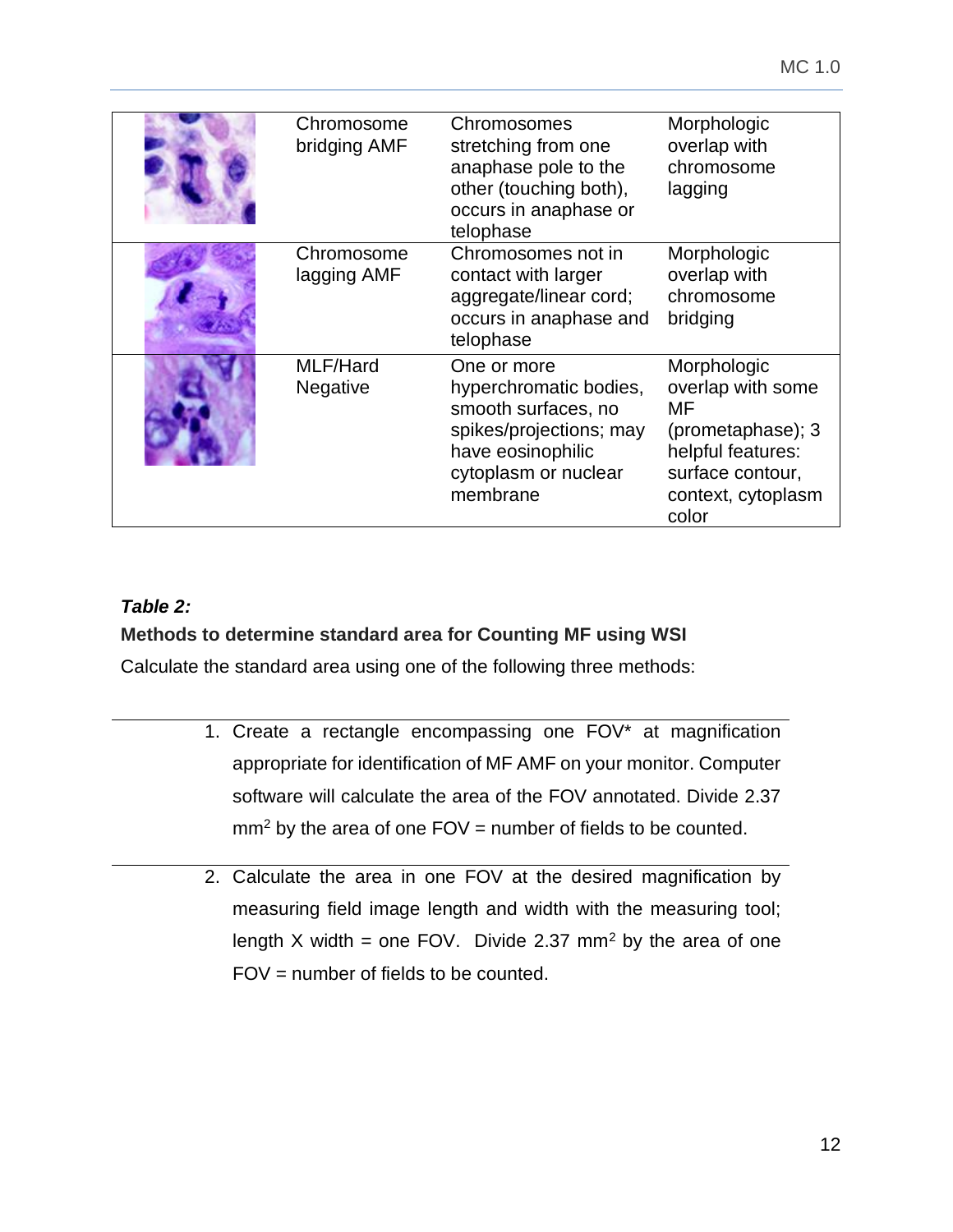| | | | |
|---|---|---|---|
| | Chromosome bridging AMF | Chromosomes stretching from one anaphase pole to the other (touching both), occurs in anaphase or telophase | Morphologic overlap with chromosome lagging |
| | Chromosome lagging AMF | Chromosomes not in contact with larger aggregate/linear cord; occurs in anaphase and telophase | Morphologic overlap with chromosome bridging |
| | MLF/Hard Negative | One or more hyperchromatic bodies, smooth surfaces, no spikes/projections; may have eosinophilic cytoplasm or nuclear membrane | Morphologic overlap with some MF (prometaphase); 3 helpful features: surface contour, context, cytoplasm color |

***Table 2:***

**Methods to determine standard area for Counting MF using WSI**

Calculate the standard area using one of the following three methods:

1. Create a rectangle encompassing one FOV* at magnification appropriate for identification of MF AMF on your monitor. Computer software will calculate the area of the FOV annotated. Divide 2.37 $mm^2$ by the area of one FOV = number of fields to be counted.

2. Calculate the area in one FOV at the desired magnification by measuring field image length and width with the measuring tool; length X width = one FOV. Divide 2.37 $mm^2$ by the area of one FOV = number of fields to be counted.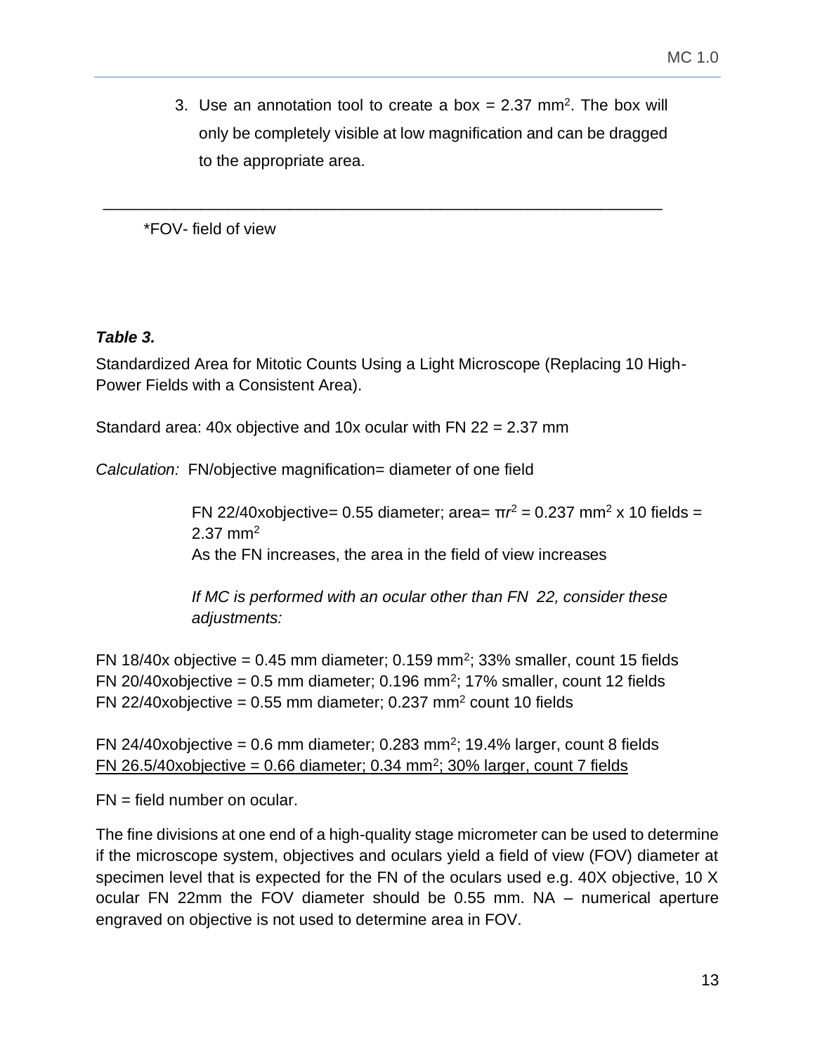3. Use an annotation tool to create a box = 2.37 $mm^2$. The box will only be completely visible at low magnification and can be dragged to the appropriate area.

---

*FOV- field of view

***Table 3.***

Standardized Area for Mitotic Counts Using a Light Microscope (Replacing 10 High-Power Fields with a Consistent Area).

Standard area: 40x objective and 10x ocular with FN 22 = 2.37 mm

*Calculation:* FN/objective magnification= diameter of one field

FN 22/40xobjective= 0.55 diameter; area= $\pi r^2$ = 0.237 $mm^2$ x 10 fields = 2.37 $mm^2$
As the FN increases, the area in the field of view increases

*If MC is performed with an ocular other than FN 22, consider these adjustments:*

FN 18/40x objective = 0.45 mm diameter; 0.159 $mm^2$; 33% smaller, count 15 fields
FN 20/40xobjective = 0.5 mm diameter; 0.196 $mm^2$; 17% smaller, count 12 fields
FN 22/40xobjective = 0.55 mm diameter; 0.237 $mm^2$ count 10 fields

FN 24/40xobjective = 0.6 mm diameter; 0.283 $mm^2$; 19.4% larger, count 8 fields
<u>FN 26.5/40xobjective = 0.66 diameter; 0.34 $mm^2$; 30% larger, count 7 fields</u>

FN = field number on ocular.

The fine divisions at one end of a high-quality stage micrometer can be used to determine if the microscope system, objectives and oculars yield a field of view (FOV) diameter at specimen level that is expected for the FN of the oculars used e.g. 40X objective, 10 X ocular FN 22mm the FOV diameter should be 0.55 mm. NA – numerical aperture engraved on objective is not used to determine area in FOV.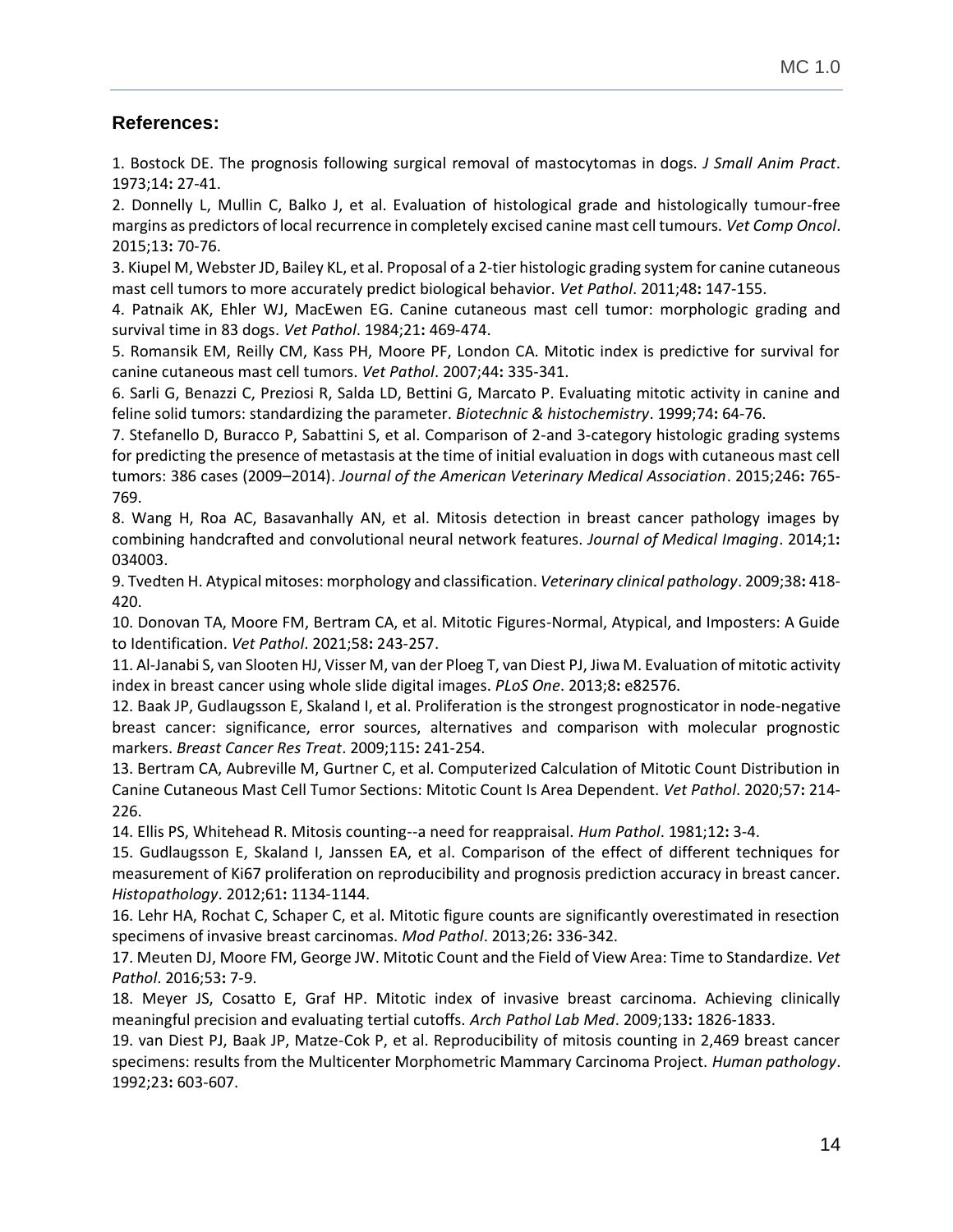## References:

1. Bostock DE. The prognosis following surgical removal of mastocytomas in dogs. *J Small Anim Pract*. 1973;14**:** 27-41.
2. Donnelly L, Mullin C, Balko J, et al. Evaluation of histological grade and histologically tumour-free margins as predictors of local recurrence in completely excised canine mast cell tumours. *Vet Comp Oncol*. 2015;13**:** 70-76.
3. Kiupel M, Webster JD, Bailey KL, et al. Proposal of a 2-tier histologic grading system for canine cutaneous mast cell tumors to more accurately predict biological behavior. *Vet Pathol*. 2011;48**:** 147-155.
4. Patnaik AK, Ehler WJ, MacEwen EG. Canine cutaneous mast cell tumor: morphologic grading and survival time in 83 dogs. *Vet Pathol*. 1984;21**:** 469-474.
5. Romansik EM, Reilly CM, Kass PH, Moore PF, London CA. Mitotic index is predictive for survival for canine cutaneous mast cell tumors. *Vet Pathol*. 2007;44**:** 335-341.
6. Sarli G, Benazzi C, Preziosi R, Salda LD, Bettini G, Marcato P. Evaluating mitotic activity in canine and feline solid tumors: standardizing the parameter. *Biotechnic & histochemistry*. 1999;74**:** 64-76.
7. Stefanello D, Buracco P, Sabattini S, et al. Comparison of 2-and 3-category histologic grading systems for predicting the presence of metastasis at the time of initial evaluation in dogs with cutaneous mast cell tumors: 386 cases (2009–2014). *Journal of the American Veterinary Medical Association*. 2015;246**:** 765-769.
8. Wang H, Roa AC, Basavanhally AN, et al. Mitosis detection in breast cancer pathology images by combining handcrafted and convolutional neural network features. *Journal of Medical Imaging*. 2014;1**:** 034003.
9. Tvedten H. Atypical mitoses: morphology and classification. *Veterinary clinical pathology*. 2009;38**:** 418-420.
10. Donovan TA, Moore FM, Bertram CA, et al. Mitotic Figures-Normal, Atypical, and Imposters: A Guide to Identification. *Vet Pathol*. 2021;58**:** 243-257.
11. Al-Janabi S, van Slooten HJ, Visser M, van der Ploeg T, van Diest PJ, Jiwa M. Evaluation of mitotic activity index in breast cancer using whole slide digital images. *PLoS One*. 2013;8**:** e82576.
12. Baak JP, Gudlaugsson E, Skaland I, et al. Proliferation is the strongest prognosticator in node-negative breast cancer: significance, error sources, alternatives and comparison with molecular prognostic markers. *Breast Cancer Res Treat*. 2009;115**:** 241-254.
13. Bertram CA, Aubreville M, Gurtner C, et al. Computerized Calculation of Mitotic Count Distribution in Canine Cutaneous Mast Cell Tumor Sections: Mitotic Count Is Area Dependent. *Vet Pathol*. 2020;57**:** 214-226.
14. Ellis PS, Whitehead R. Mitosis counting--a need for reappraisal. *Hum Pathol*. 1981;12**:** 3-4.
15. Gudlaugsson E, Skaland I, Janssen EA, et al. Comparison of the effect of different techniques for measurement of Ki67 proliferation on reproducibility and prognosis prediction accuracy in breast cancer. *Histopathology*. 2012;61**:** 1134-1144.
16. Lehr HA, Rochat C, Schaper C, et al. Mitotic figure counts are significantly overestimated in resection specimens of invasive breast carcinomas. *Mod Pathol*. 2013;26**:** 336-342.
17. Meuten DJ, Moore FM, George JW. Mitotic Count and the Field of View Area: Time to Standardize. *Vet Pathol*. 2016;53**:** 7-9.
18. Meyer JS, Cosatto E, Graf HP. Mitotic index of invasive breast carcinoma. Achieving clinically meaningful precision and evaluating tertial cutoffs. *Arch Pathol Lab Med*. 2009;133**:** 1826-1833.
19. van Diest PJ, Baak JP, Matze-Cok P, et al. Reproducibility of mitosis counting in 2,469 breast cancer specimens: results from the Multicenter Morphometric Mammary Carcinoma Project. *Human pathology*. 1992;23**:** 603-607.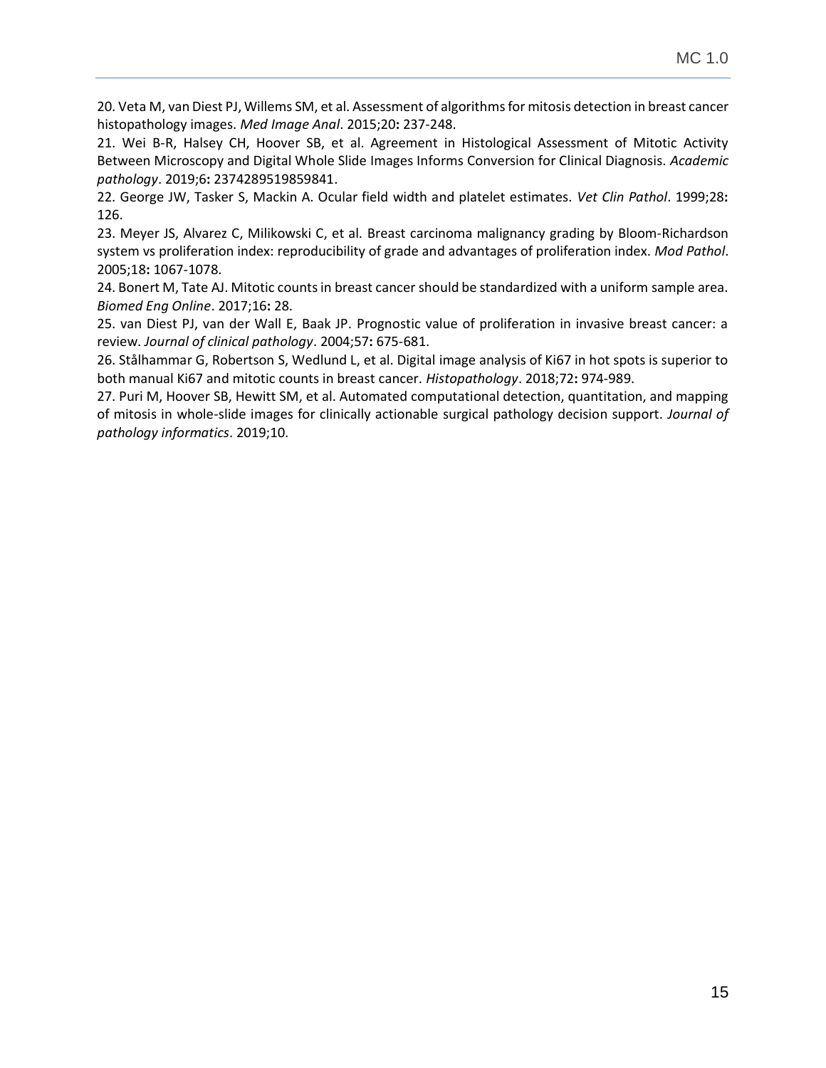20. Veta M, van Diest PJ, Willems SM, et al. Assessment of algorithms for mitosis detection in breast cancer histopathology images. *Med Image Anal*. 2015;20**:** 237-248.

21. Wei B-R, Halsey CH, Hoover SB, et al. Agreement in Histological Assessment of Mitotic Activity Between Microscopy and Digital Whole Slide Images Informs Conversion for Clinical Diagnosis. *Academic pathology*. 2019;6**:** 2374289519859841.

22. George JW, Tasker S, Mackin A. Ocular field width and platelet estimates. *Vet Clin Pathol*. 1999;28**:** 126.

23. Meyer JS, Alvarez C, Milikowski C, et al. Breast carcinoma malignancy grading by Bloom-Richardson system vs proliferation index: reproducibility of grade and advantages of proliferation index. *Mod Pathol*. 2005;18**:** 1067-1078.

24. Bonert M, Tate AJ. Mitotic counts in breast cancer should be standardized with a uniform sample area. *Biomed Eng Online*. 2017;16**:** 28.

25. van Diest PJ, van der Wall E, Baak JP. Prognostic value of proliferation in invasive breast cancer: a review. *Journal of clinical pathology*. 2004;57**:** 675-681.

26. Stålhammar G, Robertson S, Wedlund L, et al. Digital image analysis of Ki67 in hot spots is superior to both manual Ki67 and mitotic counts in breast cancer. *Histopathology*. 2018;72**:** 974-989.

27. Puri M, Hoover SB, Hewitt SM, et al. Automated computational detection, quantitation, and mapping of mitosis in whole-slide images for clinically actionable surgical pathology decision support. *Journal of pathology informatics*. 2019;10.